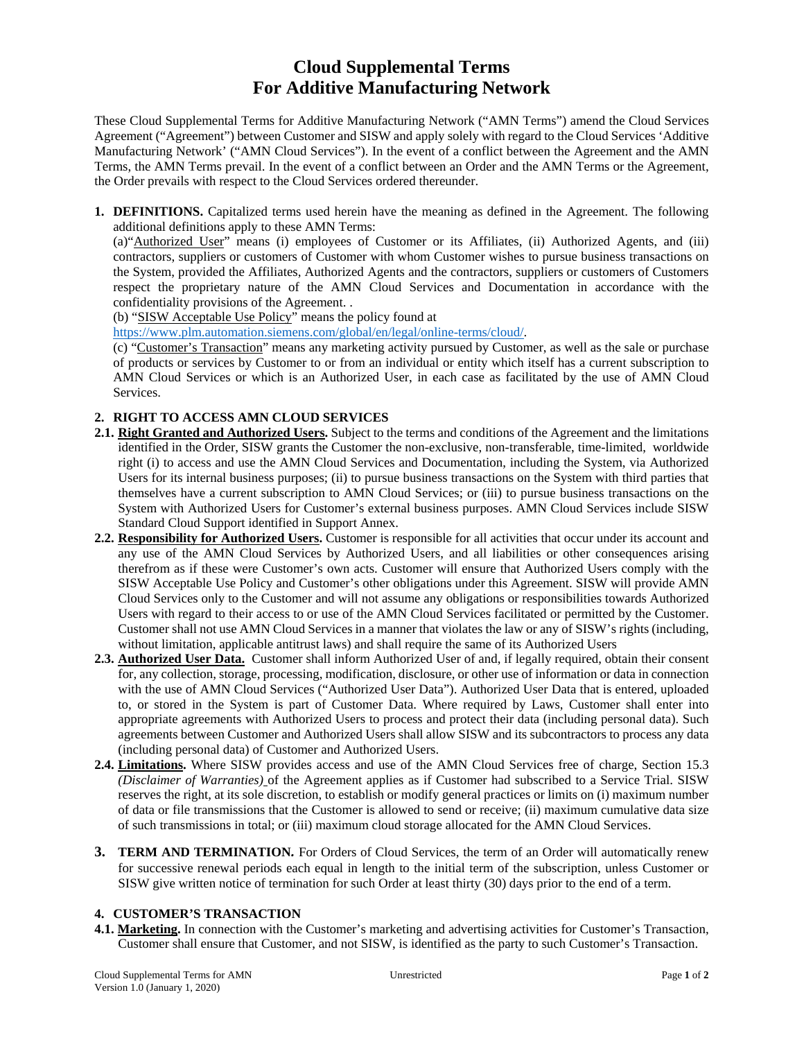# Cloud Supplemental Terms
# For Additive Manufacturing Network

These Cloud Supplemental Terms for Additive Manufacturing Network ("AMN Terms") amend the Cloud Services Agreement ("Agreement") between Customer and SISW and apply solely with regard to the Cloud Services 'Additive Manufacturing Network' ("AMN Cloud Services"). In the event of a conflict between the Agreement and the AMN Terms, the AMN Terms prevail. In the event of a conflict between an Order and the AMN Terms or the Agreement, the Order prevails with respect to the Cloud Services ordered thereunder.

**1. DEFINITIONS.** Capitalized terms used herein have the meaning as defined in the Agreement. The following additional definitions apply to these AMN Terms:

(a)"Authorized User" means (i) employees of Customer or its Affiliates, (ii) Authorized Agents, and (iii) contractors, suppliers or customers of Customer with whom Customer wishes to pursue business transactions on the System, provided the Affiliates, Authorized Agents and the contractors, suppliers or customers of Customers respect the proprietary nature of the AMN Cloud Services and Documentation in accordance with the confidentiality provisions of the Agreement. .

(b) "SISW Acceptable Use Policy" means the policy found at https://www.plm.automation.siemens.com/global/en/legal/online-terms/cloud/.

(c) "Customer's Transaction" means any marketing activity pursued by Customer, as well as the sale or purchase of products or services by Customer to or from an individual or entity which itself has a current subscription to AMN Cloud Services or which is an Authorized User, in each case as facilitated by the use of AMN Cloud Services.

**2. RIGHT TO ACCESS AMN CLOUD SERVICES**

**2.1. Right Granted and Authorized Users.** Subject to the terms and conditions of the Agreement and the limitations identified in the Order, SISW grants the Customer the non-exclusive, non-transferable, time-limited, worldwide right (i) to access and use the AMN Cloud Services and Documentation, including the System, via Authorized Users for its internal business purposes; (ii) to pursue business transactions on the System with third parties that themselves have a current subscription to AMN Cloud Services; or (iii) to pursue business transactions on the System with Authorized Users for Customer's external business purposes. AMN Cloud Services include SISW Standard Cloud Support identified in Support Annex.

**2.2. Responsibility for Authorized Users.** Customer is responsible for all activities that occur under its account and any use of the AMN Cloud Services by Authorized Users, and all liabilities or other consequences arising therefrom as if these were Customer's own acts. Customer will ensure that Authorized Users comply with the SISW Acceptable Use Policy and Customer's other obligations under this Agreement. SISW will provide AMN Cloud Services only to the Customer and will not assume any obligations or responsibilities towards Authorized Users with regard to their access to or use of the AMN Cloud Services facilitated or permitted by the Customer. Customer shall not use AMN Cloud Services in a manner that violates the law or any of SISW's rights (including, without limitation, applicable antitrust laws) and shall require the same of its Authorized Users

**2.3. Authorized User Data.** Customer shall inform Authorized User of and, if legally required, obtain their consent for, any collection, storage, processing, modification, disclosure, or other use of information or data in connection with the use of AMN Cloud Services ("Authorized User Data"). Authorized User Data that is entered, uploaded to, or stored in the System is part of Customer Data. Where required by Laws, Customer shall enter into appropriate agreements with Authorized Users to process and protect their data (including personal data). Such agreements between Customer and Authorized Users shall allow SISW and its subcontractors to process any data (including personal data) of Customer and Authorized Users.

**2.4. Limitations.** Where SISW provides access and use of the AMN Cloud Services free of charge, Section 15.3 *(Disclaimer of Warranties)* of the Agreement applies as if Customer had subscribed to a Service Trial. SISW reserves the right, at its sole discretion, to establish or modify general practices or limits on (i) maximum number of data or file transmissions that the Customer is allowed to send or receive; (ii) maximum cumulative data size of such transmissions in total; or (iii) maximum cloud storage allocated for the AMN Cloud Services.

**3. TERM AND TERMINATION.** For Orders of Cloud Services, the term of an Order will automatically renew for successive renewal periods each equal in length to the initial term of the subscription, unless Customer or SISW give written notice of termination for such Order at least thirty (30) days prior to the end of a term.

**4. CUSTOMER'S TRANSACTION**

**4.1. Marketing.** In connection with the Customer's marketing and advertising activities for Customer's Transaction, Customer shall ensure that Customer, and not SISW, is identified as the party to such Customer's Transaction.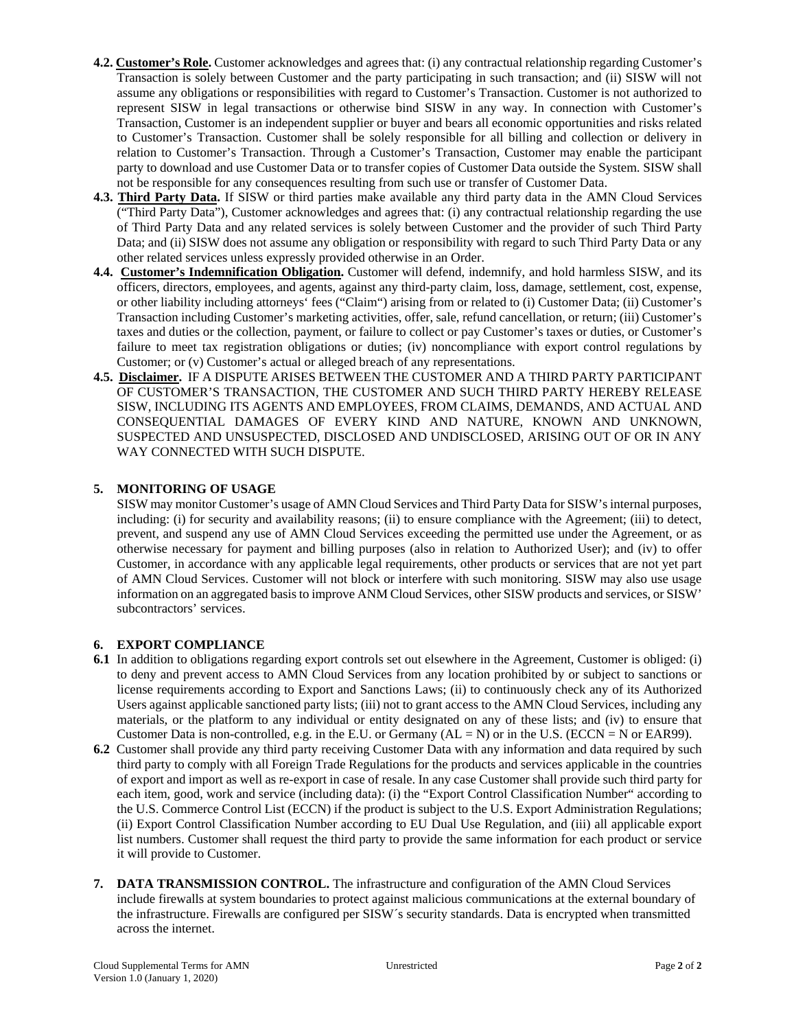**4.2. Customer's Role.** Customer acknowledges and agrees that: (i) any contractual relationship regarding Customer's Transaction is solely between Customer and the party participating in such transaction; and (ii) SISW will not assume any obligations or responsibilities with regard to Customer's Transaction. Customer is not authorized to represent SISW in legal transactions or otherwise bind SISW in any way. In connection with Customer's Transaction, Customer is an independent supplier or buyer and bears all economic opportunities and risks related to Customer's Transaction. Customer shall be solely responsible for all billing and collection or delivery in relation to Customer's Transaction. Through a Customer's Transaction, Customer may enable the participant party to download and use Customer Data or to transfer copies of Customer Data outside the System. SISW shall not be responsible for any consequences resulting from such use or transfer of Customer Data.

**4.3. Third Party Data.** If SISW or third parties make available any third party data in the AMN Cloud Services ("Third Party Data"), Customer acknowledges and agrees that: (i) any contractual relationship regarding the use of Third Party Data and any related services is solely between Customer and the provider of such Third Party Data; and (ii) SISW does not assume any obligation or responsibility with regard to such Third Party Data or any other related services unless expressly provided otherwise in an Order.

**4.4. Customer's Indemnification Obligation.** Customer will defend, indemnify, and hold harmless SISW, and its officers, directors, employees, and agents, against any third-party claim, loss, damage, settlement, cost, expense, or other liability including attorneys' fees ("Claim") arising from or related to (i) Customer Data; (ii) Customer's Transaction including Customer's marketing activities, offer, sale, refund cancellation, or return; (iii) Customer's taxes and duties or the collection, payment, or failure to collect or pay Customer's taxes or duties, or Customer's failure to meet tax registration obligations or duties; (iv) noncompliance with export control regulations by Customer; or (v) Customer's actual or alleged breach of any representations.

**4.5. Disclaimer.** IF A DISPUTE ARISES BETWEEN THE CUSTOMER AND A THIRD PARTY PARTICIPANT OF CUSTOMER'S TRANSACTION, THE CUSTOMER AND SUCH THIRD PARTY HEREBY RELEASE SISW, INCLUDING ITS AGENTS AND EMPLOYEES, FROM CLAIMS, DEMANDS, AND ACTUAL AND CONSEQUENTIAL DAMAGES OF EVERY KIND AND NATURE, KNOWN AND UNKNOWN, SUSPECTED AND UNSUSPECTED, DISCLOSED AND UNDISCLOSED, ARISING OUT OF OR IN ANY WAY CONNECTED WITH SUCH DISPUTE.

## 5. MONITORING OF USAGE

SISW may monitor Customer's usage of AMN Cloud Services and Third Party Data for SISW's internal purposes, including: (i) for security and availability reasons; (ii) to ensure compliance with the Agreement; (iii) to detect, prevent, and suspend any use of AMN Cloud Services exceeding the permitted use under the Agreement, or as otherwise necessary for payment and billing purposes (also in relation to Authorized User); and (iv) to offer Customer, in accordance with any applicable legal requirements, other products or services that are not yet part of AMN Cloud Services. Customer will not block or interfere with such monitoring. SISW may also use usage information on an aggregated basis to improve ANM Cloud Services, other SISW products and services, or SISW' subcontractors' services.

## 6. EXPORT COMPLIANCE

**6.1** In addition to obligations regarding export controls set out elsewhere in the Agreement, Customer is obliged: (i) to deny and prevent access to AMN Cloud Services from any location prohibited by or subject to sanctions or license requirements according to Export and Sanctions Laws; (ii) to continuously check any of its Authorized Users against applicable sanctioned party lists; (iii) not to grant access to the AMN Cloud Services, including any materials, or the platform to any individual or entity designated on any of these lists; and (iv) to ensure that Customer Data is non-controlled, e.g. in the E.U. or Germany (AL = N) or in the U.S. (ECCN = N or EAR99).

**6.2** Customer shall provide any third party receiving Customer Data with any information and data required by such third party to comply with all Foreign Trade Regulations for the products and services applicable in the countries of export and import as well as re-export in case of resale. In any case Customer shall provide such third party for each item, good, work and service (including data): (i) the "Export Control Classification Number" according to the U.S. Commerce Control List (ECCN) if the product is subject to the U.S. Export Administration Regulations; (ii) Export Control Classification Number according to EU Dual Use Regulation, and (iii) all applicable export list numbers. Customer shall request the third party to provide the same information for each product or service it will provide to Customer.

**7. DATA TRANSMISSION CONTROL.** The infrastructure and configuration of the AMN Cloud Services include firewalls at system boundaries to protect against malicious communications at the external boundary of the infrastructure. Firewalls are configured per SISW´s security standards. Data is encrypted when transmitted across the internet.